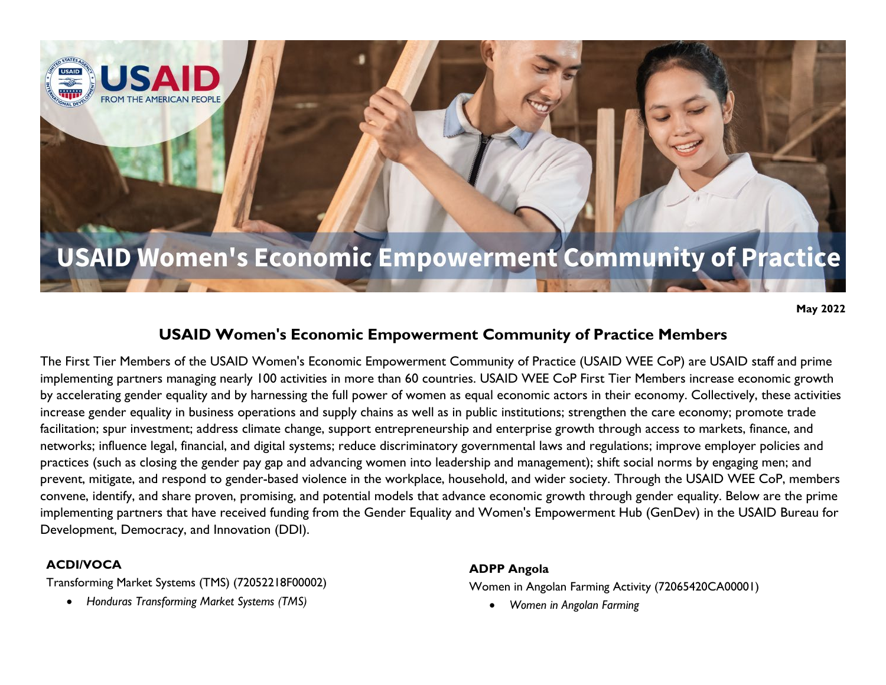# USAID Women's Economic Empowerment Community of Practice

**May 2022**

## USAID Women's Economic Empowerment Community of Practice Members

The First Tier Members of the USAID Women's Economic Empowerment Community of Practice (USAID WEE CoP) are USAID staff and prime implementing partners managing nearly 100 activities in more than 60 countries. USAID WEE CoP First Tier Members increase economic growth by accelerating gender equality and by harnessing the full power of women as equal economic actors in their economy. Collectively, these activities increase gender equality in business operations and supply chains as well as in public institutions; strengthen the care economy; promote trade facilitation; spur investment; address climate change, support entrepreneurship and enterprise growth through access to markets, finance, and networks; influence legal, financial, and digital systems; reduce discriminatory governmental laws and regulations; improve employer policies and practices (such as closing the gender pay gap and advancing women into leadership and management); shift social norms by engaging men; and prevent, mitigate, and respond to gender-based violence in the workplace, household, and wider society. Through the USAID WEE CoP, members convene, identify, and share proven, promising, and potential models that advance economic growth through gender equality. Below are the prime implementing partners that have received funding from the Gender Equality and Women's Empowerment Hub (GenDev) in the USAID Bureau for Development, Democracy, and Innovation (DDI).

**ACDI/VOCA**

Transforming Market Systems (TMS) (72052218F00002)

- *Honduras Transforming Market Systems (TMS)*

**ADPP Angola**

Women in Angolan Farming Activity (72065420CA00001)

- *Women in Angolan Farming*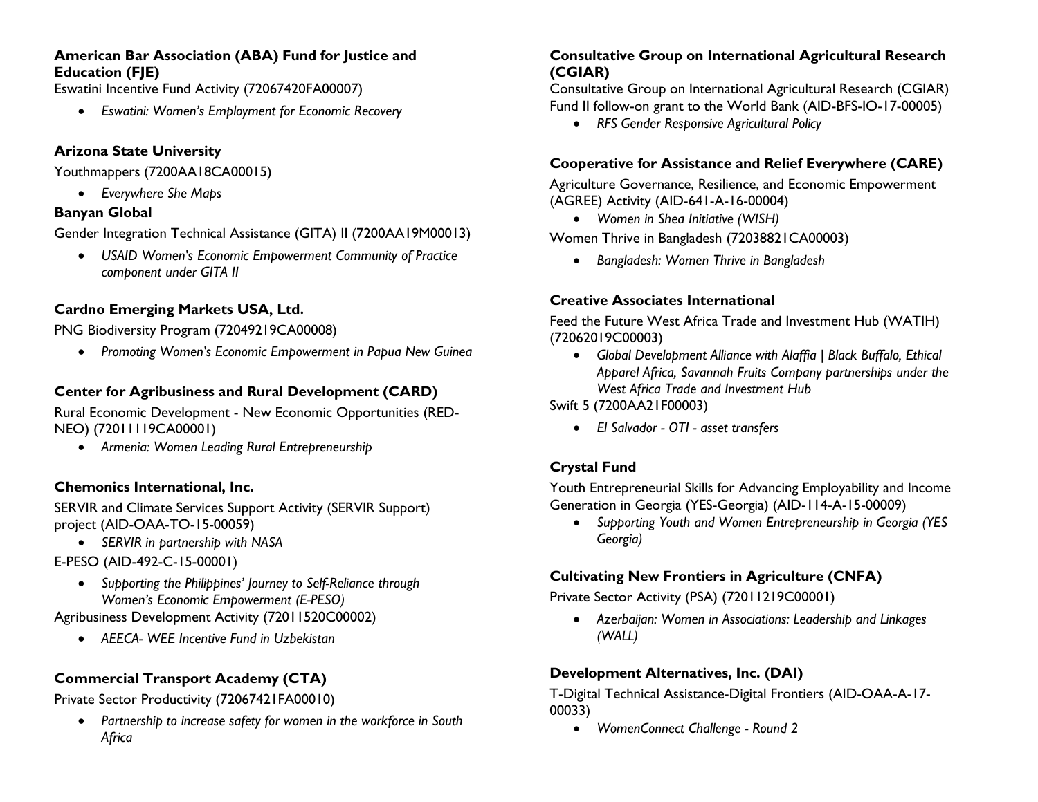**American Bar Association (ABA) Fund for Justice and Education (FJE)**

Eswatini Incentive Fund Activity (72067420FA00007)

- *Eswatini: Women's Employment for Economic Recovery*

**Arizona State University**

Youthmappers (7200AA18CA00015)

- *Everywhere She Maps*

**Banyan Global**

Gender Integration Technical Assistance (GITA) II (7200AA19M00013)

- *USAID Women's Economic Empowerment Community of Practice component under GITA II*

**Cardno Emerging Markets USA, Ltd.**

PNG Biodiversity Program (72049219CA00008)

- *Promoting Women's Economic Empowerment in Papua New Guinea*

**Center for Agribusiness and Rural Development (CARD)**

Rural Economic Development - New Economic Opportunities (RED-NEO) (72011119CA00001)

- *Armenia: Women Leading Rural Entrepreneurship*

**Chemonics International, Inc.**

SERVIR and Climate Services Support Activity (SERVIR Support) project (AID-OAA-TO-15-00059)

- *SERVIR in partnership with NASA*

E-PESO (AID-492-C-15-00001)

- *Supporting the Philippines' Journey to Self-Reliance through Women's Economic Empowerment (E-PESO)*

Agribusiness Development Activity (72011520C00002)

- *AEECA- WEE Incentive Fund in Uzbekistan*

**Commercial Transport Academy (CTA)**

Private Sector Productivity (72067421FA00010)

- *Partnership to increase safety for women in the workforce in South Africa*

**Consultative Group on International Agricultural Research (CGIAR)**

Consultative Group on International Agricultural Research (CGIAR) Fund II follow-on grant to the World Bank (AID-BFS-IO-17-00005)

- *RFS Gender Responsive Agricultural Policy*

**Cooperative for Assistance and Relief Everywhere (CARE)**

Agriculture Governance, Resilience, and Economic Empowerment (AGREE) Activity (AID-641-A-16-00004)

- *Women in Shea Initiative (WISH)*

Women Thrive in Bangladesh (72038821CA00003)

- *Bangladesh: Women Thrive in Bangladesh*

**Creative Associates International**

Feed the Future West Africa Trade and Investment Hub (WATIH) (72062019C00003)

- *Global Development Alliance with Alaffia | Black Buffalo, Ethical Apparel Africa, Savannah Fruits Company partnerships under the West Africa Trade and Investment Hub*

Swift 5 (7200AA21F00003)

- *El Salvador - OTI - asset transfers*

**Crystal Fund**

Youth Entrepreneurial Skills for Advancing Employability and Income Generation in Georgia (YES-Georgia) (AID-114-A-15-00009)

- *Supporting Youth and Women Entrepreneurship in Georgia (YES Georgia)*

**Cultivating New Frontiers in Agriculture (CNFA)**

Private Sector Activity (PSA) (72011219C00001)

- *Azerbaijan: Women in Associations: Leadership and Linkages (WALL)*

**Development Alternatives, Inc. (DAI)**

T-Digital Technical Assistance-Digital Frontiers (AID-OAA-A-17-00033)

- *WomenConnect Challenge - Round 2*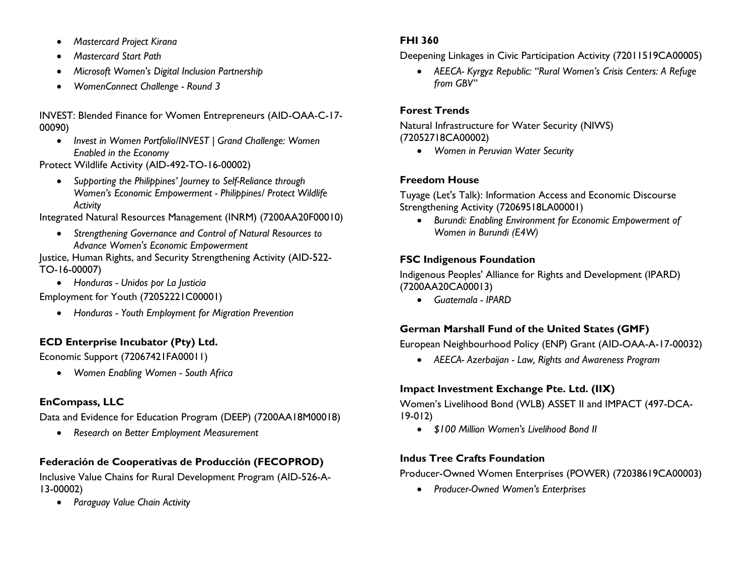- *Mastercard Project Kirana*
- *Mastercard Start Path*
- *Microsoft Women's Digital Inclusion Partnership*
- *WomenConnect Challenge - Round 3*

INVEST: Blended Finance for Women Entrepreneurs (AID-OAA-C-17-00090)

- *Invest in Women Portfolio/INVEST | Grand Challenge: Women Enabled in the Economy*

Protect Wildlife Activity (AID-492-TO-16-00002)

- *Supporting the Philippines' Journey to Self-Reliance through Women's Economic Empowerment - Philippines/ Protect Wildlife Activity*

Integrated Natural Resources Management (INRM) (7200AA20F00010)

- *Strengthening Governance and Control of Natural Resources to Advance Women's Economic Empowerment*

Justice, Human Rights, and Security Strengthening Activity (AID-522-TO-16-00007)

- *Honduras - Unidos por La Justicia*

Employment for Youth (72052221C00001)

- *Honduras - Youth Employment for Migration Prevention*

**ECD Enterprise Incubator (Pty) Ltd.**

Economic Support (72067421FA00011)

- *Women Enabling Women - South Africa*

**EnCompass, LLC**

Data and Evidence for Education Program (DEEP) (7200AA18M00018)

- *Research on Better Employment Measurement*

**Federación de Cooperativas de Producción (FECOPROD)**

Inclusive Value Chains for Rural Development Program (AID-526-A-13-00002)

- *Paraguay Value Chain Activity*

**FHI 360**

Deepening Linkages in Civic Participation Activity (72011519CA00005)

- *AEECA- Kyrgyz Republic: "Rural Women's Crisis Centers: A Refuge from GBV"*

**Forest Trends**

Natural Infrastructure for Water Security (NIWS) (72052718CA00002)

- *Women in Peruvian Water Security*

**Freedom House**

Tuyage (Let's Talk): Information Access and Economic Discourse Strengthening Activity (72069518LA00001)

- *Burundi: Enabling Environment for Economic Empowerment of Women in Burundi (E4W)*

**FSC Indigenous Foundation**

Indigenous Peoples' Alliance for Rights and Development (IPARD) (7200AA20CA00013)

- *Guatemala - IPARD*

**German Marshall Fund of the United States (GMF)**

European Neighbourhood Policy (ENP) Grant (AID-OAA-A-17-00032)

- *AEECA- Azerbaijan - Law, Rights and Awareness Program*

**Impact Investment Exchange Pte. Ltd. (IIX)**

Women's Livelihood Bond (WLB) ASSET II and IMPACT (497-DCA-19-012)

- *$100 Million Women's Livelihood Bond II*

**Indus Tree Crafts Foundation**

Producer-Owned Women Enterprises (POWER) (72038619CA00003)

- *Producer-Owned Women's Enterprises*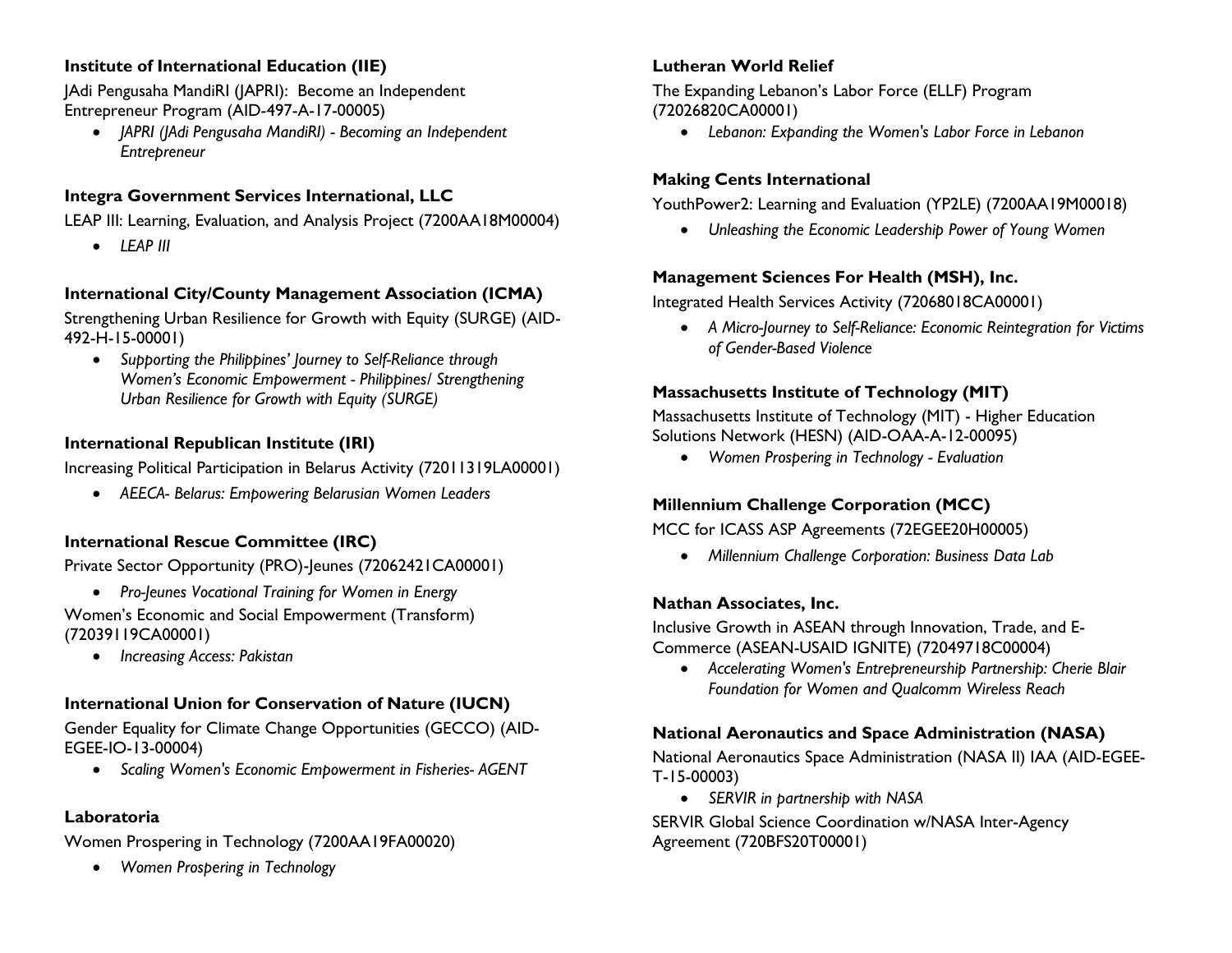**Institute of International Education (IIE)**

JAdi Pengusaha MandiRI (JAPRI): Become an Independent Entrepreneur Program (AID-497-A-17-00005)

- *JAPRI (JAdi Pengusaha MandiRI) - Becoming an Independent Entrepreneur*

**Integra Government Services International, LLC**

LEAP III: Learning, Evaluation, and Analysis Project (7200AA18M00004)

- *LEAP III*

**International City/County Management Association (ICMA)**

Strengthening Urban Resilience for Growth with Equity (SURGE) (AID-492-H-15-00001)

- *Supporting the Philippines' Journey to Self-Reliance through Women's Economic Empowerment - Philippines/ Strengthening Urban Resilience for Growth with Equity (SURGE)*

**International Republican Institute (IRI)**

Increasing Political Participation in Belarus Activity (72011319LA00001)

- *AEECA- Belarus: Empowering Belarusian Women Leaders*

**International Rescue Committee (IRC)**

Private Sector Opportunity (PRO)-Jeunes (72062421CA00001)

- *Pro-Jeunes Vocational Training for Women in Energy*

Women's Economic and Social Empowerment (Transform) (72039119CA00001)

- *Increasing Access: Pakistan*

**International Union for Conservation of Nature (IUCN)**

Gender Equality for Climate Change Opportunities (GECCO) (AID-EGEE-IO-13-00004)

- *Scaling Women's Economic Empowerment in Fisheries- AGENT*

**Laboratoria**

Women Prospering in Technology (7200AA19FA00020)

- *Women Prospering in Technology*

**Lutheran World Relief**

The Expanding Lebanon's Labor Force (ELLF) Program (72026820CA00001)

- *Lebanon: Expanding the Women's Labor Force in Lebanon*

**Making Cents International**

YouthPower2: Learning and Evaluation (YP2LE) (7200AA19M00018)

- *Unleashing the Economic Leadership Power of Young Women*

**Management Sciences For Health (MSH), Inc.**

Integrated Health Services Activity (72068018CA00001)

- *A Micro-Journey to Self-Reliance: Economic Reintegration for Victims of Gender-Based Violence*

**Massachusetts Institute of Technology (MIT)**

Massachusetts Institute of Technology (MIT) - Higher Education Solutions Network (HESN) (AID-OAA-A-12-00095)

- *Women Prospering in Technology - Evaluation*

**Millennium Challenge Corporation (MCC)**

MCC for ICASS ASP Agreements (72EGEE20H00005)

- *Millennium Challenge Corporation: Business Data Lab*

**Nathan Associates, Inc.**

Inclusive Growth in ASEAN through Innovation, Trade, and E-Commerce (ASEAN-USAID IGNITE) (72049718C00004)

- *Accelerating Women's Entrepreneurship Partnership: Cherie Blair Foundation for Women and Qualcomm Wireless Reach*

**National Aeronautics and Space Administration (NASA)**

National Aeronautics Space Administration (NASA II) IAA (AID-EGEE-T-15-00003)

- *SERVIR in partnership with NASA*

SERVIR Global Science Coordination w/NASA Inter-Agency Agreement (720BFS20T00001)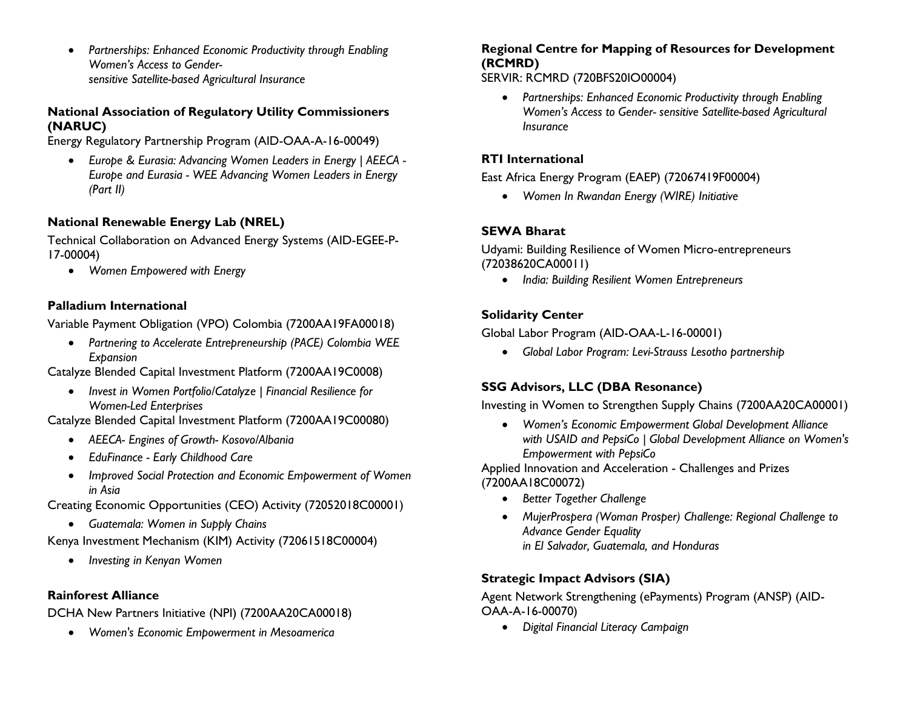- *Partnerships: Enhanced Economic Productivity through Enabling Women's Access to Gender-sensitive Satellite-based Agricultural Insurance*

### National Association of Regulatory Utility Commissioners (NARUC)

Energy Regulatory Partnership Program (AID-OAA-A-16-00049)

- *Europe & Eurasia: Advancing Women Leaders in Energy | AEECA - Europe and Eurasia - WEE Advancing Women Leaders in Energy (Part II)*

### National Renewable Energy Lab (NREL)

Technical Collaboration on Advanced Energy Systems (AID-EGEE-P-17-00004)

- *Women Empowered with Energy*

### Palladium International

Variable Payment Obligation (VPO) Colombia (7200AA19FA00018)

- *Partnering to Accelerate Entrepreneurship (PACE) Colombia WEE Expansion*

Catalyze Blended Capital Investment Platform (7200AA19C0008)

- *Invest in Women Portfolio/Catalyze | Financial Resilience for Women-Led Enterprises*

Catalyze Blended Capital Investment Platform (7200AA19C00080)

- *AEECA- Engines of Growth- Kosovo/Albania*
- *EduFinance - Early Childhood Care*
- *Improved Social Protection and Economic Empowerment of Women in Asia*

Creating Economic Opportunities (CEO) Activity (72052018C00001)

- *Guatemala: Women in Supply Chains*

Kenya Investment Mechanism (KIM) Activity (72061518C00004)

- *Investing in Kenyan Women*

### Rainforest Alliance

DCHA New Partners Initiative (NPI) (7200AA20CA00018)

- *Women's Economic Empowerment in Mesoamerica*

### Regional Centre for Mapping of Resources for Development (RCMRD)

SERVIR: RCMRD (720BFS20IO00004)

- *Partnerships: Enhanced Economic Productivity through Enabling Women's Access to Gender- sensitive Satellite-based Agricultural Insurance*

### RTI International

East Africa Energy Program (EAEP) (72067419F00004)

- *Women In Rwandan Energy (WIRE) Initiative*

### SEWA Bharat

Udyami: Building Resilience of Women Micro-entrepreneurs (72038620CA00011)

- *India: Building Resilient Women Entrepreneurs*

### Solidarity Center

Global Labor Program (AID-OAA-L-16-00001)

- *Global Labor Program: Levi-Strauss Lesotho partnership*

### SSG Advisors, LLC (DBA Resonance)

Investing in Women to Strengthen Supply Chains (7200AA20CA00001)

- *Women's Economic Empowerment Global Development Alliance with USAID and PepsiCo | Global Development Alliance on Women's Empowerment with PepsiCo*

Applied Innovation and Acceleration - Challenges and Prizes (7200AA18C00072)

- *Better Together Challenge*
- *MujerProspera (Woman Prosper) Challenge: Regional Challenge to Advance Gender Equality in El Salvador, Guatemala, and Honduras*

### Strategic Impact Advisors (SIA)

Agent Network Strengthening (ePayments) Program (ANSP) (AID-OAA-A-16-00070)

- *Digital Financial Literacy Campaign*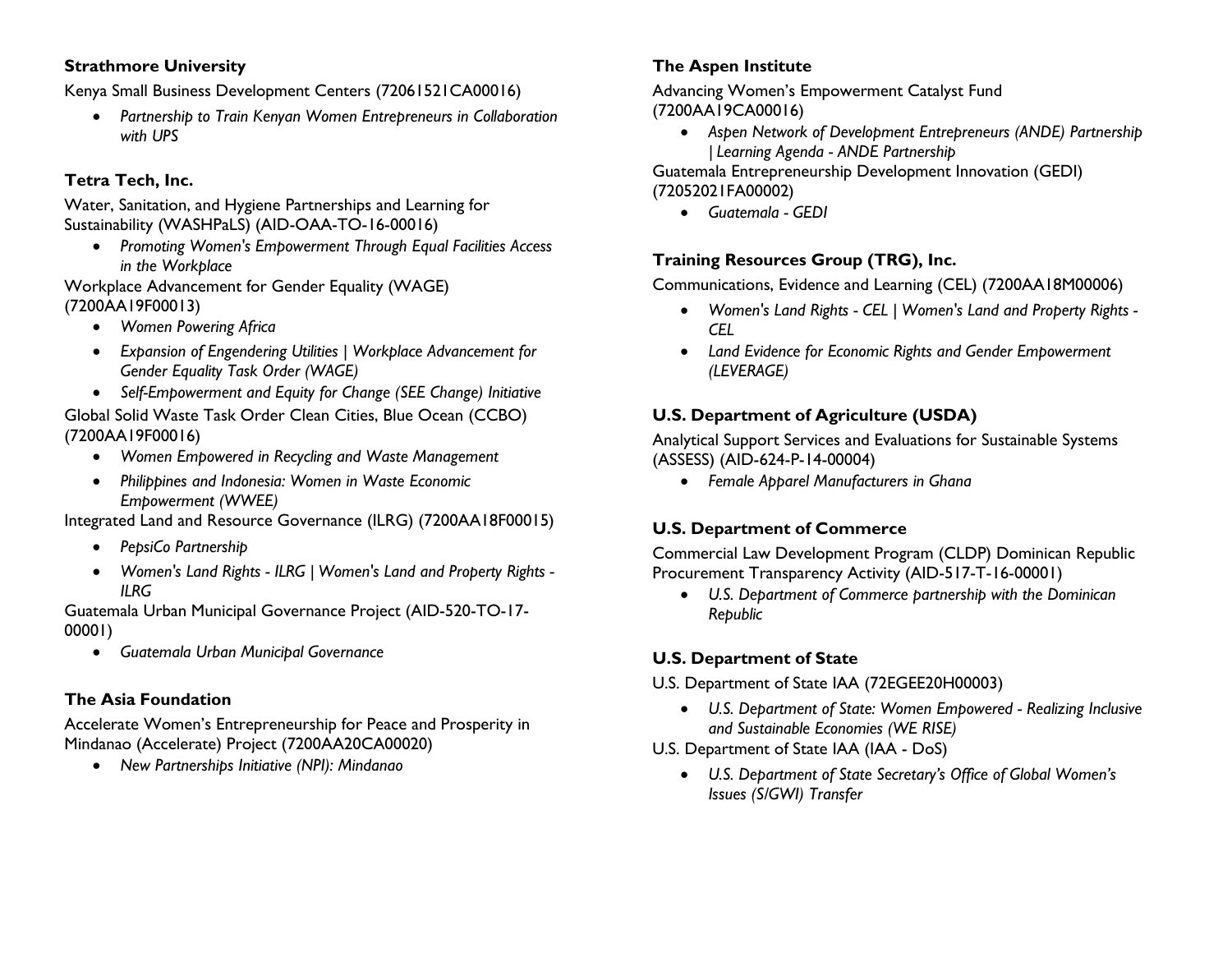**Strathmore University**

Kenya Small Business Development Centers (72061521CA00016)

- *Partnership to Train Kenyan Women Entrepreneurs in Collaboration with UPS*

**Tetra Tech, Inc.**

Water, Sanitation, and Hygiene Partnerships and Learning for Sustainability (WASHPaLS) (AID-OAA-TO-16-00016)

- *Promoting Women's Empowerment Through Equal Facilities Access in the Workplace*

Workplace Advancement for Gender Equality (WAGE) (7200AA19F00013)

- *Women Powering Africa*
- *Expansion of Engendering Utilities | Workplace Advancement for Gender Equality Task Order (WAGE)*
- *Self-Empowerment and Equity for Change (SEE Change) Initiative*

Global Solid Waste Task Order Clean Cities, Blue Ocean (CCBO) (7200AA19F00016)

- *Women Empowered in Recycling and Waste Management*
- *Philippines and Indonesia: Women in Waste Economic Empowerment (WWEE)*

Integrated Land and Resource Governance (ILRG) (7200AA18F00015)

- *PepsiCo Partnership*
- *Women's Land Rights - ILRG | Women's Land and Property Rights - ILRG*

Guatemala Urban Municipal Governance Project (AID-520-TO-17-00001)

- *Guatemala Urban Municipal Governance*

**The Asia Foundation**

Accelerate Women's Entrepreneurship for Peace and Prosperity in Mindanao (Accelerate) Project (7200AA20CA00020)

- *New Partnerships Initiative (NPI): Mindanao*

**The Aspen Institute**

Advancing Women's Empowerment Catalyst Fund (7200AA19CA00016)

- *Aspen Network of Development Entrepreneurs (ANDE) Partnership | Learning Agenda - ANDE Partnership*

Guatemala Entrepreneurship Development Innovation (GEDI) (72052021FA00002)

- *Guatemala - GEDI*

**Training Resources Group (TRG), Inc.**

Communications, Evidence and Learning (CEL) (7200AA18M00006)

- *Women's Land Rights - CEL | Women's Land and Property Rights - CEL*
- *Land Evidence for Economic Rights and Gender Empowerment (LEVERAGE)*

**U.S. Department of Agriculture (USDA)**

Analytical Support Services and Evaluations for Sustainable Systems (ASSESS) (AID-624-P-14-00004)

- *Female Apparel Manufacturers in Ghana*

**U.S. Department of Commerce**

Commercial Law Development Program (CLDP) Dominican Republic Procurement Transparency Activity (AID-517-T-16-00001)

- *U.S. Department of Commerce partnership with the Dominican Republic*

**U.S. Department of State**

U.S. Department of State IAA (72EGEE20H00003)

- *U.S. Department of State: Women Empowered - Realizing Inclusive and Sustainable Economies (WE RISE)*

U.S. Department of State IAA (IAA - DoS)

- *U.S. Department of State Secretary's Office of Global Women's Issues (S/GWI) Transfer*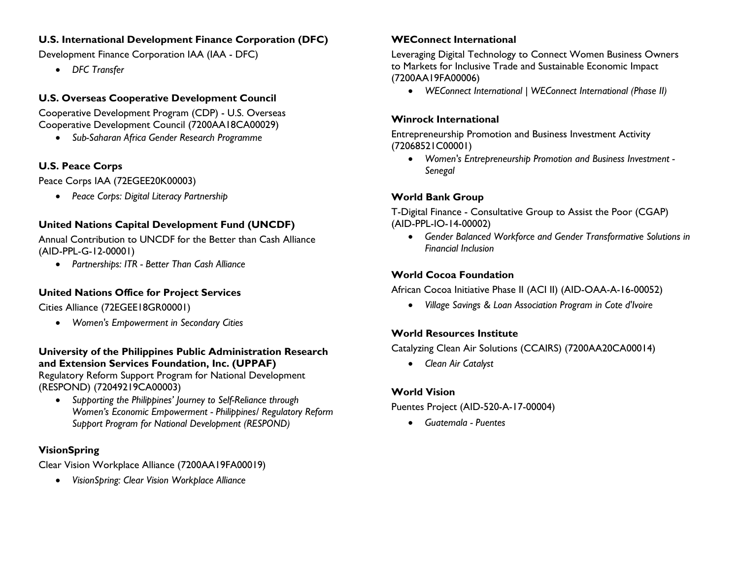**U.S. International Development Finance Corporation (DFC)**

Development Finance Corporation IAA (IAA - DFC)

- *DFC Transfer*

**U.S. Overseas Cooperative Development Council**

Cooperative Development Program (CDP) - U.S. Overseas Cooperative Development Council (7200AA18CA00029)

- *Sub-Saharan Africa Gender Research Programme*

**U.S. Peace Corps**

Peace Corps IAA (72EGEE20K00003)

- *Peace Corps: Digital Literacy Partnership*

**United Nations Capital Development Fund (UNCDF)**

Annual Contribution to UNCDF for the Better than Cash Alliance (AID-PPL-G-12-00001)

- *Partnerships: ITR - Better Than Cash Alliance*

**United Nations Office for Project Services**

Cities Alliance (72EGEE18GR00001)

- *Women's Empowerment in Secondary Cities*

**University of the Philippines Public Administration Research and Extension Services Foundation, Inc. (UPPAF)**

Regulatory Reform Support Program for National Development (RESPOND) (72049219CA00003)

- *Supporting the Philippines' Journey to Self-Reliance through Women's Economic Empowerment - Philippines/ Regulatory Reform Support Program for National Development (RESPOND)*

**VisionSpring**

Clear Vision Workplace Alliance (7200AA19FA00019)

- *VisionSpring: Clear Vision Workplace Alliance*

**WEConnect International**

Leveraging Digital Technology to Connect Women Business Owners to Markets for Inclusive Trade and Sustainable Economic Impact (7200AA19FA00006)

- *WEConnect International | WEConnect International (Phase II)*

**Winrock International**

Entrepreneurship Promotion and Business Investment Activity (72068521C00001)

- *Women's Entrepreneurship Promotion and Business Investment - Senegal*

**World Bank Group**

T-Digital Finance - Consultative Group to Assist the Poor (CGAP) (AID-PPL-IO-14-00002)

- *Gender Balanced Workforce and Gender Transformative Solutions in Financial Inclusion*

**World Cocoa Foundation**

African Cocoa Initiative Phase II (ACI II) (AID-OAA-A-16-00052)

- *Village Savings & Loan Association Program in Cote d'Ivoire*

**World Resources Institute**

Catalyzing Clean Air Solutions (CCAIRS) (7200AA20CA00014)

- *Clean Air Catalyst*

**World Vision**

Puentes Project (AID-520-A-17-00004)

- *Guatemala - Puentes*